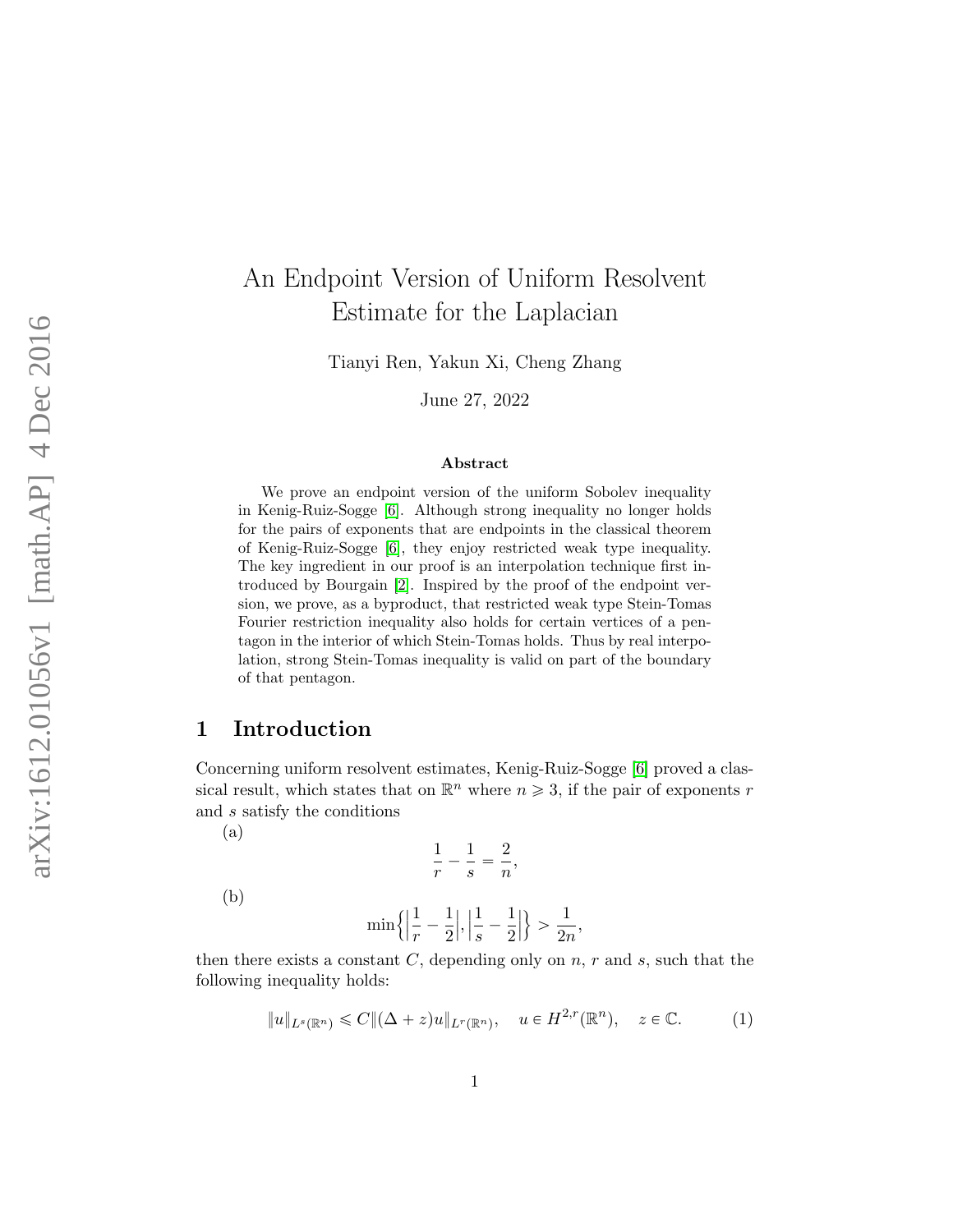# An Endpoint Version of Uniform Resolvent Estimate for the Laplacian

Tianyi Ren, Yakun Xi, Cheng Zhang

June 27, 2022

### Abstract

We prove an endpoint version of the uniform Sobolev inequality in Kenig-Ruiz-Sogge [6]. Although strong inequality no longer holds for the pairs of exponents that are endpoints in the classical theorem of Kenig-Ruiz-Sogge [6], they enjoy restricted weak type inequality. The key ingredient in our proof is an interpolation technique first introduced by Bourgain [2]. Inspired by the proof of the endpoint version, we prove, as a byproduct, that restricted weak type Stein-Tomas Fourier restriction inequality also holds for certain vertices of a pentagon in the interior of which Stein-Tomas holds. Thus by real interpolation, strong Stein-Tomas inequality is valid on part of the boundary of that pentagon.

## 1 Introduction

Concerning uniform resolvent estimates, Kenig-Ruiz-Sogge [6] proved a classical result, which states that on $\mathbb{R}^n$ where $n \geqslant 3$, if the pair of exponents $r$ and $s$ satisfy the conditions

(a)

$$\frac{1}{r} - \frac{1}{s} = \frac{2}{n},$$

(b)

$$\min\Big\{\Big|\frac{1}{r} - \frac{1}{2}\Big|, \Big|\frac{1}{s} - \frac{1}{2}\Big|\Big\} > \frac{1}{2n},$$

then there exists a constant $C$, depending only on $n$, $r$ and $s$, such that the following inequality holds:

$$\|u\|_{L^s(\mathbb{R}^n)} \leqslant C\|(\Delta + z)u\|_{L^r(\mathbb{R}^n)}, \quad u \in H^{2,r}(\mathbb{R}^n), \quad z \in \mathbb{C}. \tag{1}$$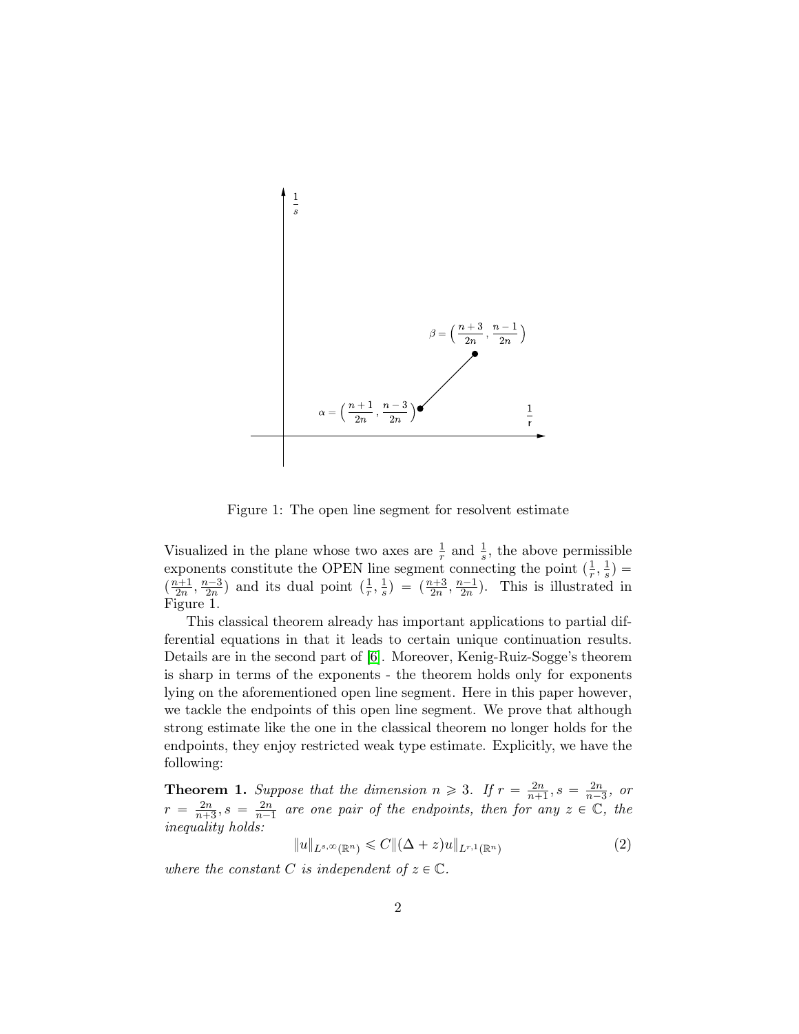Figure 1: The open line segment for resolvent estimate

Visualized in the plane whose two axes are $\frac{1}{r}$ and $\frac{1}{s}$, the above permissible exponents constitute the OPEN line segment connecting the point $(\frac{1}{r}, \frac{1}{s}) = (\frac{n+1}{2n}, \frac{n-3}{2n})$ and its dual point $(\frac{1}{r}, \frac{1}{s}) = (\frac{n+3}{2n}, \frac{n-1}{2n})$. This is illustrated in Figure 1.

This classical theorem already has important applications to partial differential equations in that it leads to certain unique continuation results. Details are in the second part of [6]. Moreover, Kenig-Ruiz-Sogge's theorem is sharp in terms of the exponents - the theorem holds only for exponents lying on the aforementioned open line segment. Here in this paper however, we tackle the endpoints of this open line segment. We prove that although strong estimate like the one in the classical theorem no longer holds for the endpoints, they enjoy restricted weak type estimate. Explicitly, we have the following:

**Theorem 1.** *Suppose that the dimension $n \geqslant 3$. If $r = \frac{2n}{n+1}, s = \frac{2n}{n-3}$, or $r = \frac{2n}{n+3}, s = \frac{2n}{n-1}$ are one pair of the endpoints, then for any $z \in \mathbb{C}$, the inequality holds:*

$$\|u\|_{L^{s,\infty}(\mathbb{R}^n)} \leqslant C\|(\Delta + z)u\|_{L^{r,1}(\mathbb{R}^n)} \tag{2}$$

*where the constant $C$ is independent of $z \in \mathbb{C}$.*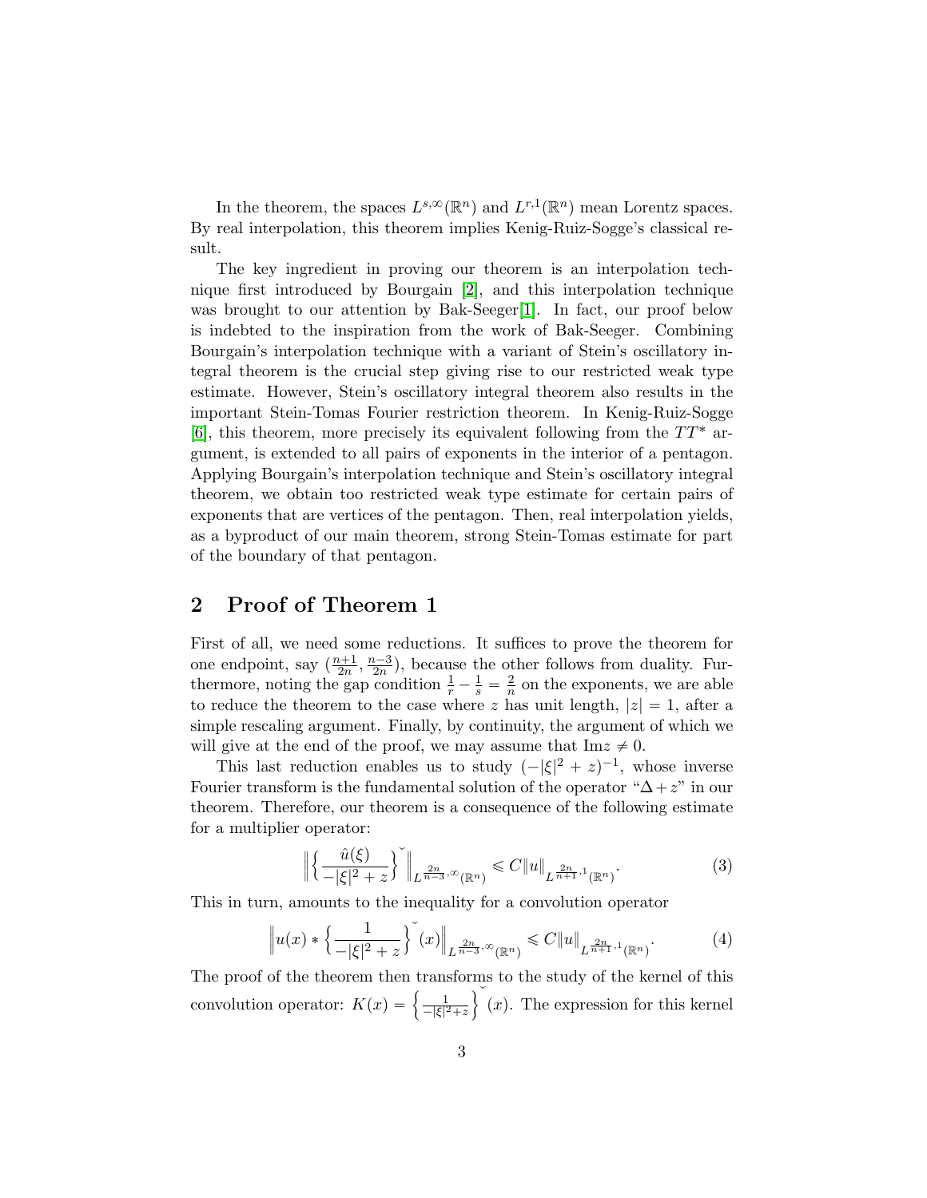In the theorem, the spaces $L^{s,\infty}(\mathbb{R}^n)$ and $L^{r,1}(\mathbb{R}^n)$ mean Lorentz spaces. By real interpolation, this theorem implies Kenig-Ruiz-Sogge's classical result.

The key ingredient in proving our theorem is an interpolation technique first introduced by Bourgain [2], and this interpolation technique was brought to our attention by Bak-Seeger[1]. In fact, our proof below is indebted to the inspiration from the work of Bak-Seeger. Combining Bourgain's interpolation technique with a variant of Stein's oscillatory integral theorem is the crucial step giving rise to our restricted weak type estimate. However, Stein's oscillatory integral theorem also results in the important Stein-Tomas Fourier restriction theorem. In Kenig-Ruiz-Sogge [6], this theorem, more precisely its equivalent following from the $TT^*$ argument, is extended to all pairs of exponents in the interior of a pentagon. Applying Bourgain's interpolation technique and Stein's oscillatory integral theorem, we obtain too restricted weak type estimate for certain pairs of exponents that are vertices of the pentagon. Then, real interpolation yields, as a byproduct of our main theorem, strong Stein-Tomas estimate for part of the boundary of that pentagon.

## 2 Proof of Theorem 1

First of all, we need some reductions. It suffices to prove the theorem for one endpoint, say $(\frac{n+1}{2n}, \frac{n-3}{2n})$, because the other follows from duality. Furthermore, noting the gap condition $\frac{1}{r} - \frac{1}{s} = \frac{2}{n}$ on the exponents, we are able to reduce the theorem to the case where $z$ has unit length, $|z| = 1$, after a simple rescaling argument. Finally, by continuity, the argument of which we will give at the end of the proof, we may assume that $\mathrm{Im} z \neq 0$.

This last reduction enables us to study $(-|\xi|^2 + z)^{-1}$, whose inverse Fourier transform is the fundamental solution of the operator "$\Delta + z$" in our theorem. Therefore, our theorem is a consequence of the following estimate for a multiplier operator:

$$\Big\| \Big\{ \frac{\hat{u}(\xi)}{-|\xi|^2 + z} \Big\}^{\check{}} \Big\|_{L^{\frac{2n}{n-3},\infty}(\mathbb{R}^n)} \leqslant C \|u\|_{L^{\frac{2n}{n+1},1}(\mathbb{R}^n)}. \tag{3}$$

This in turn, amounts to the inequality for a convolution operator

$$\Big\| u(x) * \Big\{ \frac{1}{-|\xi|^2 + z} \Big\}^{\check{}}(x) \Big\|_{L^{\frac{2n}{n-3},\infty}(\mathbb{R}^n)} \leqslant C \|u\|_{L^{\frac{2n}{n+1},1}(\mathbb{R}^n)}. \tag{4}$$

The proof of the theorem then transforms to the study of the kernel of this convolution operator: $K(x) = \Big\{ \frac{1}{-|\xi|^2+z} \Big\}^{\check{}}(x)$. The expression for this kernel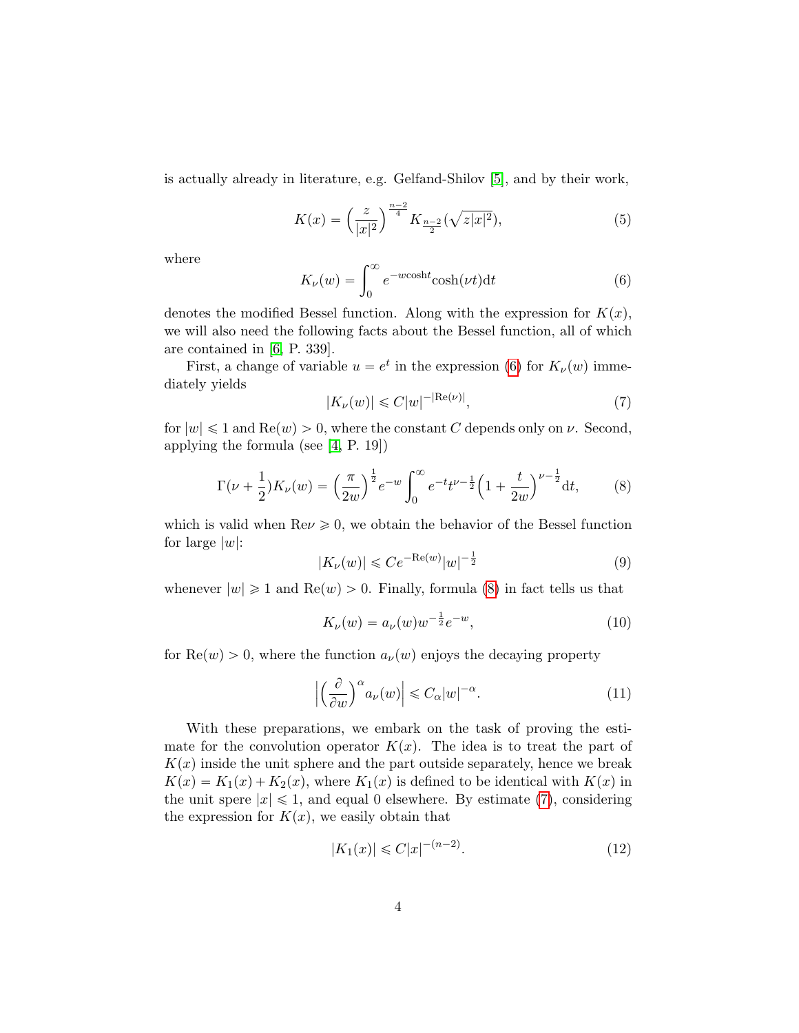is actually already in literature, e.g. Gelfand-Shilov [5], and by their work,

$$K(x) = \Big(\frac{z}{|x|^2}\Big)^{\frac{n-2}{4}} K_{\frac{n-2}{2}}(\sqrt{z|x|^2}), \tag{5}$$

where

$$K_\nu(w) = \int_0^\infty e^{-w\cosh t}\cosh(\nu t)\mathrm{d}t \tag{6}$$

denotes the modified Bessel function. Along with the expression for $K(x)$, we will also need the following facts about the Bessel function, all of which are contained in [6, P. 339].

First, a change of variable $u = e^t$ in the expression (6) for $K_\nu(w)$ immediately yields

$$|K_\nu(w)| \leqslant C|w|^{-|\mathrm{Re}(\nu)|}, \tag{7}$$

for $|w| \leqslant 1$ and $\mathrm{Re}(w) > 0$, where the constant $C$ depends only on $\nu$. Second, applying the formula (see [4, P. 19])

$$\Gamma(\nu + \frac{1}{2})K_\nu(w) = \Big(\frac{\pi}{2w}\Big)^{\frac{1}{2}} e^{-w} \int_0^\infty e^{-t} t^{\nu - \frac{1}{2}} \Big(1 + \frac{t}{2w}\Big)^{\nu - \frac{1}{2}} \mathrm{d}t, \tag{8}$$

which is valid when $\mathrm{Re}\nu \geqslant 0$, we obtain the behavior of the Bessel function for large $|w|$:

$$|K_\nu(w)| \leqslant Ce^{-\mathrm{Re}(w)}|w|^{-\frac{1}{2}} \tag{9}$$

whenever $|w| \geqslant 1$ and $\mathrm{Re}(w) > 0$. Finally, formula (8) in fact tells us that

$$K_\nu(w) = a_\nu(w) w^{-\frac{1}{2}} e^{-w}, \tag{10}$$

for $\mathrm{Re}(w) > 0$, where the function $a_\nu(w)$ enjoys the decaying property

$$\Big|\Big(\frac{\partial}{\partial w}\Big)^\alpha a_\nu(w)\Big| \leqslant C_\alpha |w|^{-\alpha}. \tag{11}$$

With these preparations, we embark on the task of proving the estimate for the convolution operator $K(x)$. The idea is to treat the part of $K(x)$ inside the unit sphere and the part outside separately, hence we break $K(x) = K_1(x) + K_2(x)$, where $K_1(x)$ is defined to be identical with $K(x)$ in the unit spere $|x| \leqslant 1$, and equal 0 elsewhere. By estimate (7), considering the expression for $K(x)$, we easily obtain that

$$|K_1(x)| \leqslant C|x|^{-(n-2)}. \tag{12}$$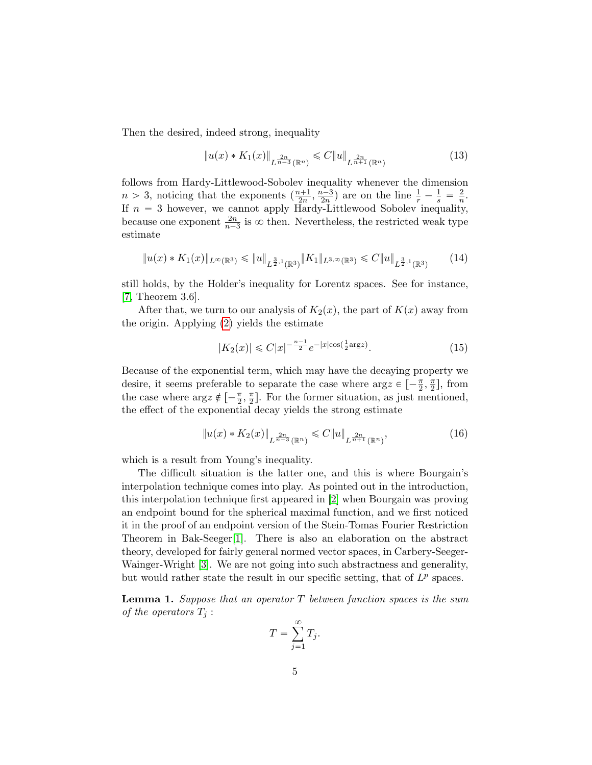Then the desired, indeed strong, inequality

$$\|u(x) * K_1(x)\|_{L^{\frac{2n}{n-3}}(\mathbb{R}^n)} \leqslant C\|u\|_{L^{\frac{2n}{n+1}}(\mathbb{R}^n)} \tag{13}$$

follows from Hardy-Littlewood-Sobolev inequality whenever the dimension $n > 3$, noticing that the exponents $(\frac{n+1}{2n}, \frac{n-3}{2n})$ are on the line $\frac{1}{r} - \frac{1}{s} = \frac{2}{n}$. If $n = 3$ however, we cannot apply Hardy-Littlewood Sobolev inequality, because one exponent $\frac{2n}{n-3}$ is $\infty$ then. Nevertheless, the restricted weak type estimate

$$\|u(x) * K_1(x)\|_{L^{\infty}(\mathbb{R}^3)} \leqslant \|u\|_{L^{\frac{3}{2},1}(\mathbb{R}^3)} \|K_1\|_{L^{3,\infty}(\mathbb{R}^3)} \leqslant C\|u\|_{L^{\frac{3}{2},1}(\mathbb{R}^3)} \tag{14}$$

still holds, by the Holder's inequality for Lorentz spaces. See for instance, [7, Theorem 3.6].

After that, we turn to our analysis of $K_2(x)$, the part of $K(x)$ away from the origin. Applying (2) yields the estimate

$$|K_2(x)| \leqslant C|x|^{-\frac{n-1}{2}} e^{-|x|\cos(\frac{1}{2}\arg z)}. \tag{15}$$

Because of the exponential term, which may have the decaying property we desire, it seems preferable to separate the case where $\arg z \in [-\frac{\pi}{2}, \frac{\pi}{2}]$, from the case where $\arg z \notin [-\frac{\pi}{2}, \frac{\pi}{2}]$. For the former situation, as just mentioned, the effect of the exponential decay yields the strong estimate

$$\|u(x) * K_2(x)\|_{L^{\frac{2n}{n-3}}(\mathbb{R}^n)} \leqslant C\|u\|_{L^{\frac{2n}{n+1}}(\mathbb{R}^n)}, \tag{16}$$

which is a result from Young's inequality.

The difficult situation is the latter one, and this is where Bourgain's interpolation technique comes into play. As pointed out in the introduction, this interpolation technique first appeared in [2] when Bourgain was proving an endpoint bound for the spherical maximal function, and we first noticed it in the proof of an endpoint version of the Stein-Tomas Fourier Restriction Theorem in Bak-Seeger[1]. There is also an elaboration on the abstract theory, developed for fairly general normed vector spaces, in Carbery-Seeger-Wainger-Wright [3]. We are not going into such abstractness and generality, but would rather state the result in our specific setting, that of $L^p$ spaces.

**Lemma 1.** *Suppose that an operator $T$ between function spaces is the sum of the operators $T_j$ :*

$$T = \sum_{j=1}^{\infty} T_j.$$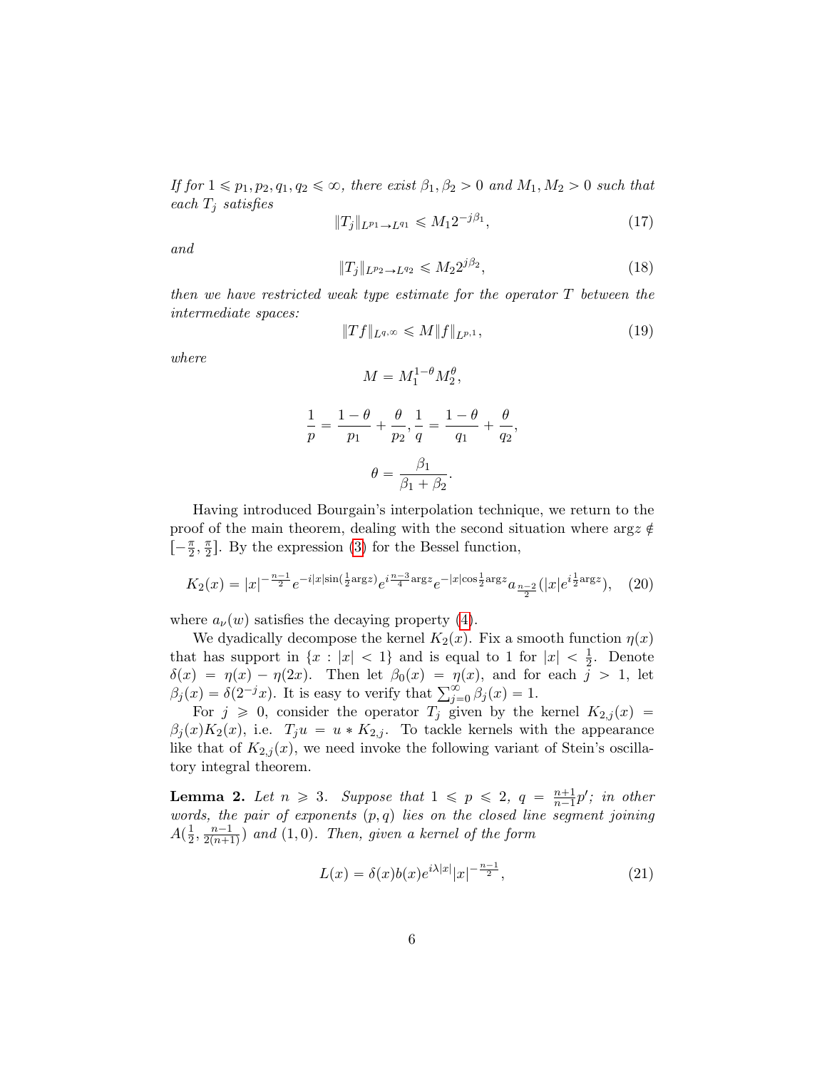*If for $1 \leqslant p_1, p_2, q_1, q_2 \leqslant \infty$, there exist $\beta_1, \beta_2 > 0$ and $M_1, M_2 > 0$ such that each $T_j$ satisfies*

$$\|T_j\|_{L^{p_1} \to L^{q_1}} \leqslant M_1 2^{-j\beta_1}, \tag{17}$$

*and*

$$\|T_j\|_{L^{p_2} \to L^{q_2}} \leqslant M_2 2^{j\beta_2}, \tag{18}$$

*then we have restricted weak type estimate for the operator $T$ between the intermediate spaces:*

$$\|Tf\|_{L^{q,\infty}} \leqslant M \|f\|_{L^{p,1}}, \tag{19}$$

*where*

$$M = M_1^{1-\theta} M_2^{\theta},$$

$$\frac{1}{p} = \frac{1-\theta}{p_1} + \frac{\theta}{p_2}, \frac{1}{q} = \frac{1-\theta}{q_1} + \frac{\theta}{q_2},$$

$$\theta = \frac{\beta_1}{\beta_1 + \beta_2}.$$

Having introduced Bourgain's interpolation technique, we return to the proof of the main theorem, dealing with the second situation where $\arg z \notin [-\frac{\pi}{2}, \frac{\pi}{2}]$. By the expression (3) for the Bessel function,

$$K_2(x) = |x|^{-\frac{n-1}{2}} e^{-i|x|\sin(\frac{1}{2}\arg z)} e^{i\frac{n-3}{4}\arg z} e^{-|x|\cos\frac{1}{2}\arg z} a_{\frac{n-2}{2}}(|x| e^{i\frac{1}{2}\arg z}), \tag{20}$$

where $a_\nu(w)$ satisfies the decaying property (4).

We dyadically decompose the kernel $K_2(x)$. Fix a smooth function $\eta(x)$ that has support in $\{x : |x| < 1\}$ and is equal to 1 for $|x| < \frac{1}{2}$. Denote $\delta(x) = \eta(x) - \eta(2x)$. Then let $\beta_0(x) = \eta(x)$, and for each $j > 1$, let $\beta_j(x) = \delta(2^{-j}x)$. It is easy to verify that $\sum_{j=0}^{\infty} \beta_j(x) = 1$.

For $j \geqslant 0$, consider the operator $T_j$ given by the kernel $K_{2,j}(x) = \beta_j(x) K_2(x)$, i.e. $T_j u = u * K_{2,j}$. To tackle kernels with the appearance like that of $K_{2,j}(x)$, we need invoke the following variant of Stein's oscillatory integral theorem.

**Lemma 2.** *Let $n \geqslant 3$. Suppose that $1 \leqslant p \leqslant 2$, $q = \frac{n+1}{n-1}p'$; in other words, the pair of exponents $(p, q)$ lies on the closed line segment joining $A(\frac{1}{2}, \frac{n-1}{2(n+1)})$ and $(1, 0)$. Then, given a kernel of the form*

$$L(x) = \delta(x) b(x) e^{i\lambda|x|} |x|^{-\frac{n-1}{2}}, \tag{21}$$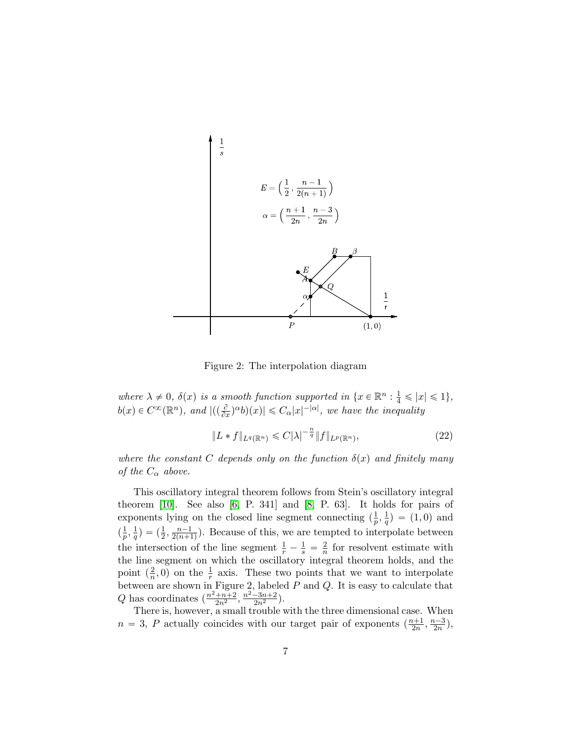Figure 2: The interpolation diagram

*where $\lambda \neq 0$, $\delta(x)$ is a smooth function supported in $\{x \in \mathbb{R}^n : \frac{1}{4} \leqslant |x| \leqslant 1\}$, $b(x) \in C^\infty(\mathbb{R}^n)$, and $|((\frac{\partial}{\partial x})^\alpha b)(x)| \leqslant C_\alpha |x|^{-|\alpha|}$, we have the inequality*

$$\|L * f\|_{L^q(\mathbb{R}^n)} \leqslant C|\lambda|^{-\frac{n}{q}} \|f\|_{L^p(\mathbb{R}^n)}, \tag{22}$$

*where the constant $C$ depends only on the function $\delta(x)$ and finitely many of the $C_\alpha$ above.*

This oscillatory integral theorem follows from Stein's oscillatory integral theorem [10]. See also [6, P. 341] and [8, P. 63]. It holds for pairs of exponents lying on the closed line segment connecting $(\frac{1}{p}, \frac{1}{q}) = (1, 0)$ and $(\frac{1}{p}, \frac{1}{q}) = (\frac{1}{2}, \frac{n-1}{2(n+1)})$. Because of this, we are tempted to interpolate between the intersection of the line segment $\frac{1}{r} - \frac{1}{s} = \frac{2}{n}$ for resolvent estimate with the line segment on which the oscillatory integral theorem holds, and the point $(\frac{2}{n}, 0)$ on the $\frac{1}{r}$ axis. These two points that we want to interpolate between are shown in Figure 2, labeled $P$ and $Q$. It is easy to calculate that $Q$ has coordinates $(\frac{n^2+n+2}{2n^2}, \frac{n^2-3n+2}{2n^2})$.

There is, however, a small trouble with the three dimensional case. When $n = 3$, $P$ actually coincides with our target pair of exponents $(\frac{n+1}{2n}, \frac{n-3}{2n})$,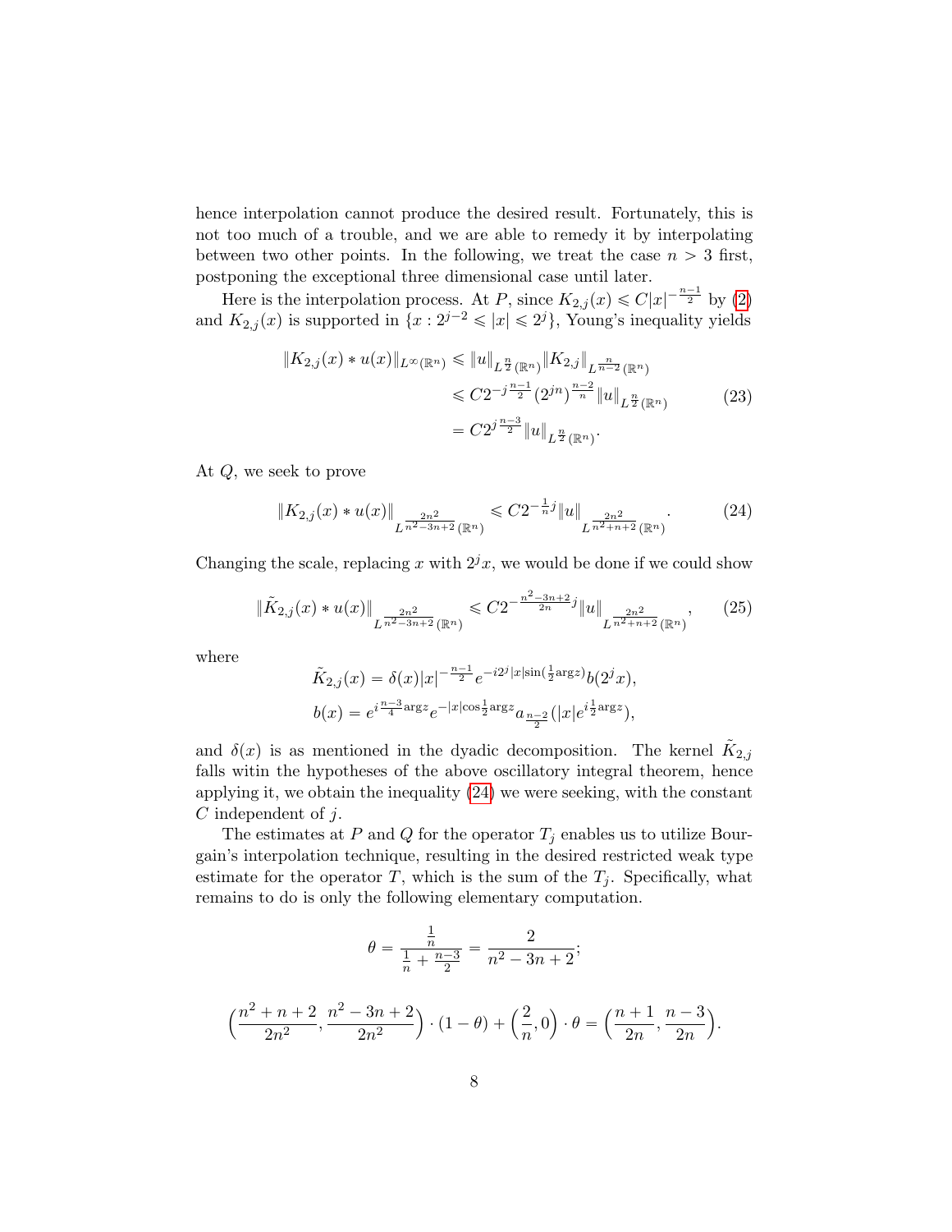hence interpolation cannot produce the desired result. Fortunately, this is not too much of a trouble, and we are able to remedy it by interpolating between two other points. In the following, we treat the case $n > 3$ first, postponing the exceptional three dimensional case until later.

Here is the interpolation process. At $P$, since $K_{2,j}(x) \leqslant C|x|^{-\frac{n-1}{2}}$ by (2) and $K_{2,j}(x)$ is supported in $\{x : 2^{j-2} \leqslant |x| \leqslant 2^j\}$, Young's inequality yields

$$
\begin{aligned}
\|K_{2,j}(x) * u(x)\|_{L^\infty(\mathbb{R}^n)} &\leqslant \|u\|_{L^{\frac{n}{2}}(\mathbb{R}^n)} \|K_{2,j}\|_{L^{\frac{n}{n-2}}(\mathbb{R}^n)} \\
&\leqslant C 2^{-j\frac{n-1}{2}} (2^{jn})^{\frac{n-2}{n}} \|u\|_{L^{\frac{n}{2}}(\mathbb{R}^n)} \\
&= C 2^{j\frac{n-3}{2}} \|u\|_{L^{\frac{n}{2}}(\mathbb{R}^n)}.
\end{aligned}
\tag{23}
$$

At $Q$, we seek to prove

$$
\|K_{2,j}(x) * u(x)\|_{L^{\frac{2n^2}{n^2-3n+2}}(\mathbb{R}^n)} \leqslant C 2^{-\frac{1}{n}j} \|u\|_{L^{\frac{2n^2}{n^2+n+2}}(\mathbb{R}^n)}. \tag{24}
$$

Changing the scale, replacing $x$ with $2^j x$, we would be done if we could show

$$
\|\tilde{K}_{2,j}(x) * u(x)\|_{L^{\frac{2n^2}{n^2-3n+2}}(\mathbb{R}^n)} \leqslant C 2^{-\frac{n^2-3n+2}{2n}j} \|u\|_{L^{\frac{2n^2}{n^2+n+2}}(\mathbb{R}^n)}, \tag{25}
$$

where

$$
\begin{aligned}
\tilde{K}_{2,j}(x) &= \delta(x) |x|^{-\frac{n-1}{2}} e^{-i 2^j |x| \sin(\frac{1}{2}\arg z)} b(2^j x), \\
b(x) &= e^{i\frac{n-3}{4}\arg z} e^{-|x| \cos\frac{1}{2}\arg z} a_{\frac{n-2}{2}}(|x| e^{i\frac{1}{2}\arg z}),
\end{aligned}
$$

and $\delta(x)$ is as mentioned in the dyadic decomposition. The kernel $\tilde{K}_{2,j}$ falls witin the hypotheses of the above oscillatory integral theorem, hence applying it, we obtain the inequality (24) we were seeking, with the constant $C$ independent of $j$.

The estimates at $P$ and $Q$ for the operator $T_j$ enables us to utilize Bourgain's interpolation technique, resulting in the desired restricted weak type estimate for the operator $T$, which is the sum of the $T_j$. Specifically, what remains to do is only the following elementary computation.

$$
\theta = \frac{\frac{1}{n}}{\frac{1}{n} + \frac{n-3}{2}} = \frac{2}{n^2 - 3n + 2};
$$

$$
\Big(\frac{n^2+n+2}{2n^2}, \frac{n^2-3n+2}{2n^2}\Big) \cdot (1-\theta) + \Big(\frac{2}{n}, 0\Big) \cdot \theta = \Big(\frac{n+1}{2n}, \frac{n-3}{2n}\Big).
$$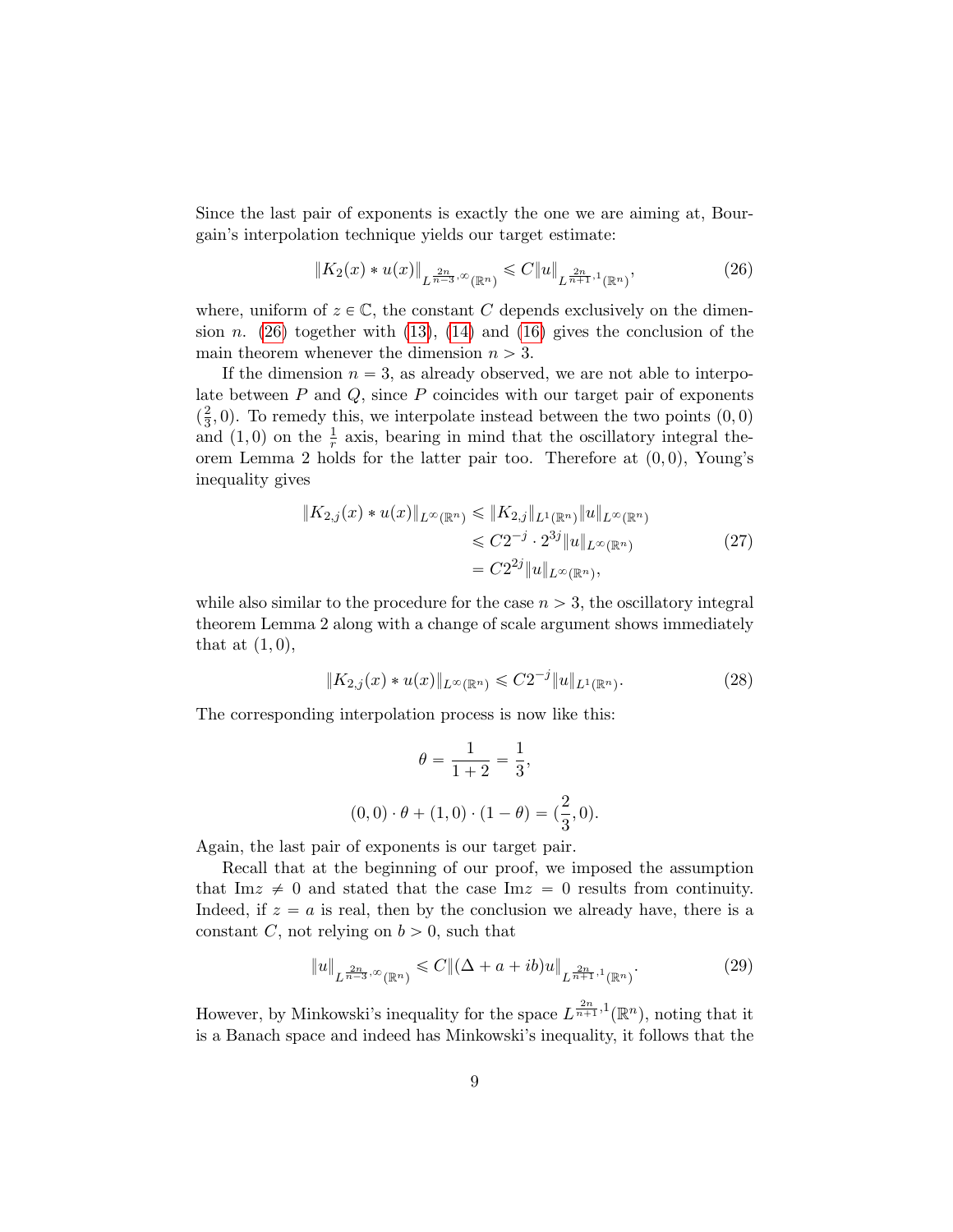Since the last pair of exponents is exactly the one we are aiming at, Bourgain's interpolation technique yields our target estimate:

$$\|K_2(x) * u(x)\|_{L^{\frac{2n}{n-3},\infty}(\mathbb{R}^n)} \leqslant C\|u\|_{L^{\frac{2n}{n+1},1}(\mathbb{R}^n)}, \tag{26}$$

where, uniform of $z \in \mathbb{C}$, the constant $C$ depends exclusively on the dimension $n$. (26) together with (13), (14) and (16) gives the conclusion of the main theorem whenever the dimension $n > 3$.

If the dimension $n = 3$, as already observed, we are not able to interpolate between $P$ and $Q$, since $P$ coincides with our target pair of exponents $(\frac{2}{3}, 0)$. To remedy this, we interpolate instead between the two points $(0, 0)$ and $(1, 0)$ on the $\frac{1}{r}$ axis, bearing in mind that the oscillatory integral theorem Lemma 2 holds for the latter pair too. Therefore at $(0, 0)$, Young's inequality gives

$$\begin{aligned}
\|K_{2,j}(x) * u(x)\|_{L^\infty(\mathbb{R}^n)} &\leqslant \|K_{2,j}\|_{L^1(\mathbb{R}^n)}\|u\|_{L^\infty(\mathbb{R}^n)} \\
&\leqslant C2^{-j} \cdot 2^{3j}\|u\|_{L^\infty(\mathbb{R}^n)} \\
&= C2^{2j}\|u\|_{L^\infty(\mathbb{R}^n)},
\end{aligned} \tag{27}$$

while also similar to the procedure for the case $n > 3$, the oscillatory integral theorem Lemma 2 along with a change of scale argument shows immediately that at $(1, 0)$,

$$\|K_{2,j}(x) * u(x)\|_{L^\infty(\mathbb{R}^n)} \leqslant C2^{-j}\|u\|_{L^1(\mathbb{R}^n)}. \tag{28}$$

The corresponding interpolation process is now like this:

$$\theta = \frac{1}{1+2} = \frac{1}{3},$$

$$(0, 0) \cdot \theta + (1, 0) \cdot (1 - \theta) = (\frac{2}{3}, 0).$$

Again, the last pair of exponents is our target pair.

Recall that at the beginning of our proof, we imposed the assumption that $\mathrm{Im}z \neq 0$ and stated that the case $\mathrm{Im}z = 0$ results from continuity. Indeed, if $z = a$ is real, then by the conclusion we already have, there is a constant $C$, not relying on $b > 0$, such that

$$\|u\|_{L^{\frac{2n}{n-3},\infty}(\mathbb{R}^n)} \leqslant C\|(\Delta + a + ib)u\|_{L^{\frac{2n}{n+1},1}(\mathbb{R}^n)}. \tag{29}$$

However, by Minkowski's inequality for the space $L^{\frac{2n}{n+1},1}(\mathbb{R}^n)$, noting that it is a Banach space and indeed has Minkowski's inequality, it follows that the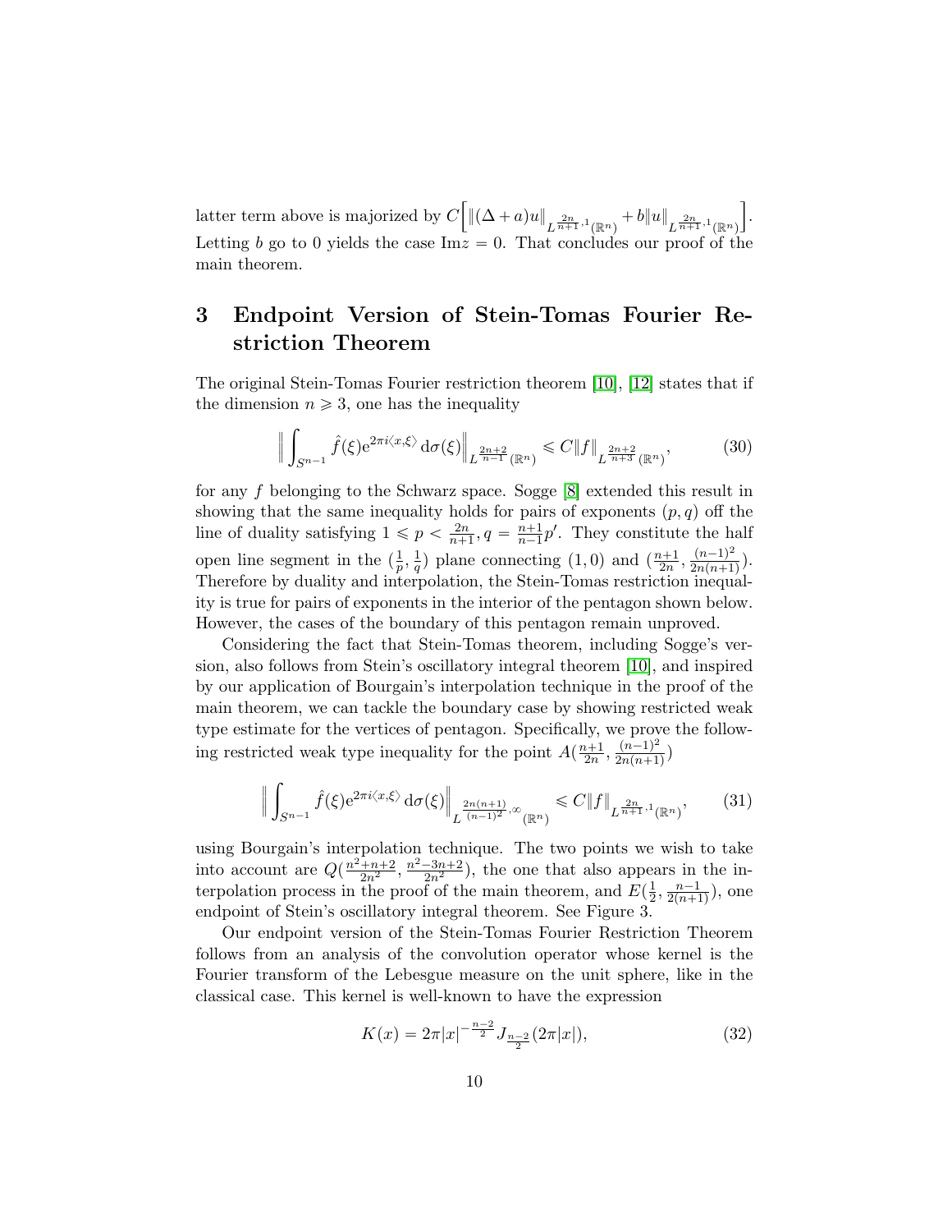latter term above is majorized by $C\Big[\|(\Delta+a)u\|_{L^{\frac{2n}{n+1},1}(\mathbb{R}^n)}+b\|u\|_{L^{\frac{2n}{n+1},1}(\mathbb{R}^n)}\Big]$. Letting $b$ go to 0 yields the case $\mathrm{Im}z=0$. That concludes our proof of the main theorem.

# 3 Endpoint Version of Stein-Tomas Fourier Restriction Theorem

The original Stein-Tomas Fourier restriction theorem [10], [12] states that if the dimension $n\geqslant 3$, one has the inequality

$$\Big\|\int_{S^{n-1}}\hat{f}(\xi)\mathrm{e}^{2\pi i\langle x,\xi\rangle}\,\mathrm{d}\sigma(\xi)\Big\|_{L^{\frac{2n+2}{n-1}}(\mathbb{R}^n)}\leqslant C\|f\|_{L^{\frac{2n+2}{n+3}}(\mathbb{R}^n)},\tag{30}$$

for any $f$ belonging to the Schwarz space. Sogge [8] extended this result in showing that the same inequality holds for pairs of exponents $(p,q)$ off the line of duality satisfying $1\leqslant p<\frac{2n}{n+1}, q=\frac{n+1}{n-1}p'$. They constitute the half open line segment in the $(\frac{1}{p},\frac{1}{q})$ plane connecting $(1,0)$ and $(\frac{n+1}{2n},\frac{(n-1)^2}{2n(n+1)})$. Therefore by duality and interpolation, the Stein-Tomas restriction inequality is true for pairs of exponents in the interior of the pentagon shown below. However, the cases of the boundary of this pentagon remain unproved.

Considering the fact that Stein-Tomas theorem, including Sogge's version, also follows from Stein's oscillatory integral theorem [10], and inspired by our application of Bourgain's interpolation technique in the proof of the main theorem, we can tackle the boundary case by showing restricted weak type estimate for the vertices of pentagon. Specifically, we prove the following restricted weak type inequality for the point $A(\frac{n+1}{2n},\frac{(n-1)^2}{2n(n+1)})$

$$\Big\|\int_{S^{n-1}}\hat{f}(\xi)\mathrm{e}^{2\pi i\langle x,\xi\rangle}\,\mathrm{d}\sigma(\xi)\Big\|_{L^{\frac{2n(n+1)}{(n-1)^2},\infty}(\mathbb{R}^n)}\leqslant C\|f\|_{L^{\frac{2n}{n+1},1}(\mathbb{R}^n)},\tag{31}$$

using Bourgain's interpolation technique. The two points we wish to take into account are $Q(\frac{n^2+n+2}{2n^2},\frac{n^2-3n+2}{2n^2})$, the one that also appears in the interpolation process in the proof of the main theorem, and $E(\frac{1}{2},\frac{n-1}{2(n+1)})$, one endpoint of Stein's oscillatory integral theorem. See Figure 3.

Our endpoint version of the Stein-Tomas Fourier Restriction Theorem follows from an analysis of the convolution operator whose kernel is the Fourier transform of the Lebesgue measure on the unit sphere, like in the classical case. This kernel is well-known to have the expression

$$K(x)=2\pi|x|^{-\frac{n-2}{2}}J_{\frac{n-2}{2}}(2\pi|x|),\tag{32}$$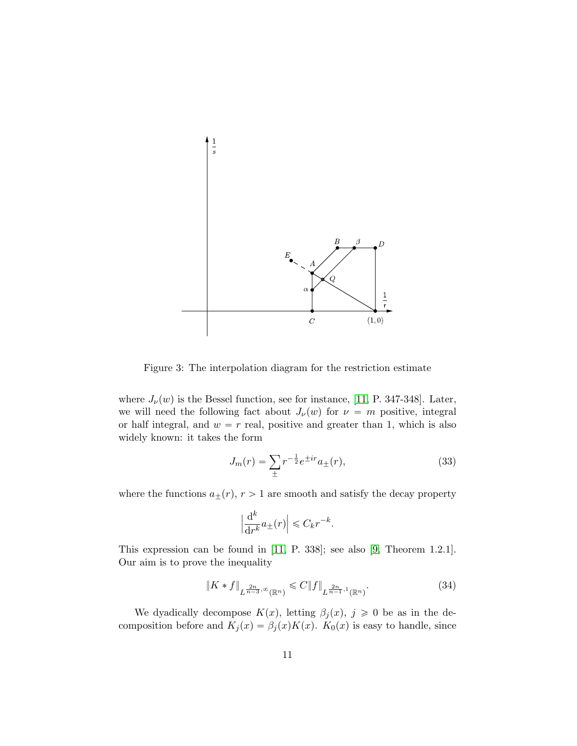Figure 3: The interpolation diagram for the restriction estimate

where $J_\nu(w)$ is the Bessel function, see for instance, [11, P. 347-348]. Later, we will need the following fact about $J_\nu(w)$ for $\nu = m$ positive, integral or half integral, and $w = r$ real, positive and greater than 1, which is also widely known: it takes the form

$$J_m(r) = \sum_{\pm} r^{-\frac{1}{2}} e^{\pm ir} a_{\pm}(r), \tag{33}$$

where the functions $a_{\pm}(r)$, $r > 1$ are smooth and satisfy the decay property

$$\Big| \frac{\mathrm{d}^k}{\mathrm{d}r^k} a_{\pm}(r) \Big| \leqslant C_k r^{-k}.$$

This expression can be found in [11, P. 338]; see also [9, Theorem 1.2.1]. Our aim is to prove the inequality

$$\|K * f\|_{L^{\frac{2n}{n-3},\infty}(\mathbb{R}^n)} \leqslant C \|f\|_{L^{\frac{2n}{n-1},1}(\mathbb{R}^n)}. \tag{34}$$

We dyadically decompose $K(x)$, letting $\beta_j(x)$, $j \geqslant 0$ be as in the decomposition before and $K_j(x) = \beta_j(x) K(x)$. $K_0(x)$ is easy to handle, since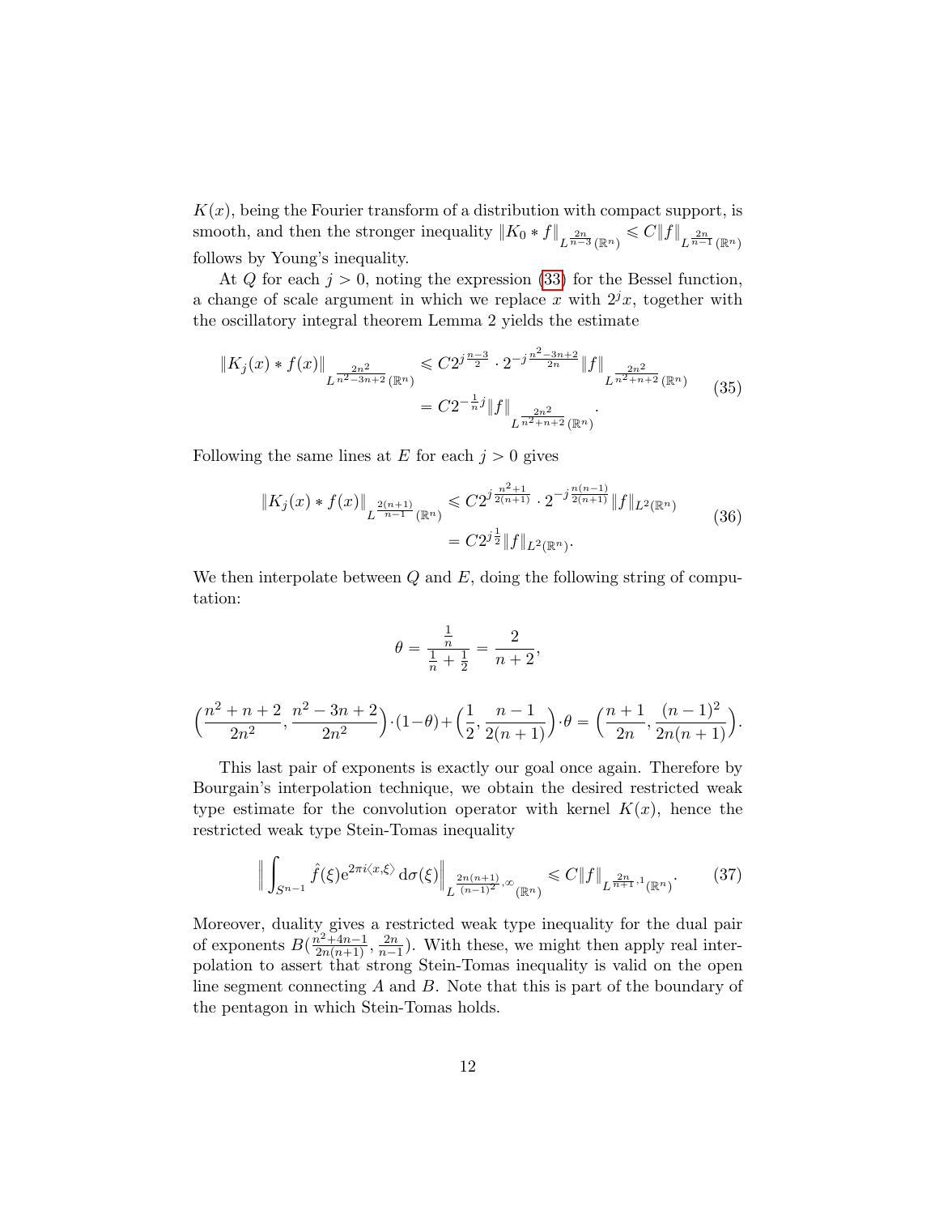$K(x)$, being the Fourier transform of a distribution with compact support, is smooth, and then the stronger inequality $\|K_0 * f\|_{L^{\frac{2n}{n-3}}(\mathbb{R}^n)} \leqslant C\|f\|_{L^{\frac{2n}{n-1}}(\mathbb{R}^n)}$ follows by Young's inequality.

At $Q$ for each $j > 0$, noting the expression (33) for the Bessel function, a change of scale argument in which we replace $x$ with $2^j x$, together with the oscillatory integral theorem Lemma 2 yields the estimate

$$
\begin{aligned}
\|K_j(x) * f(x)\|_{L^{\frac{2n^2}{n^2-3n+2}}(\mathbb{R}^n)} &\leqslant C 2^{j\frac{n-3}{2}} \cdot 2^{-j\frac{n^2-3n+2}{2n}} \|f\|_{L^{\frac{2n^2}{n^2+n+2}}(\mathbb{R}^n)} \\
&= C 2^{-\frac{1}{n}j} \|f\|_{L^{\frac{2n^2}{n^2+n+2}}(\mathbb{R}^n)}.
\end{aligned} \tag{35}
$$

Following the same lines at $E$ for each $j > 0$ gives

$$
\begin{aligned}
\|K_j(x) * f(x)\|_{L^{\frac{2(n+1)}{n-1}}(\mathbb{R}^n)} &\leqslant C 2^{j\frac{n^2+1}{2(n+1)}} \cdot 2^{-j\frac{n(n-1)}{2(n+1)}} \|f\|_{L^2(\mathbb{R}^n)} \\
&= C 2^{j\frac{1}{2}} \|f\|_{L^2(\mathbb{R}^n)}.
\end{aligned} \tag{36}
$$

We then interpolate between $Q$ and $E$, doing the following string of computation:

$$
\theta = \frac{\frac{1}{n}}{\frac{1}{n} + \frac{1}{2}} = \frac{2}{n+2},
$$

$$
\Big(\frac{n^2+n+2}{2n^2}, \frac{n^2-3n+2}{2n^2}\Big) \cdot (1-\theta) + \Big(\frac{1}{2}, \frac{n-1}{2(n+1)}\Big) \cdot \theta = \Big(\frac{n+1}{2n}, \frac{(n-1)^2}{2n(n+1)}\Big).
$$

This last pair of exponents is exactly our goal once again. Therefore by Bourgain's interpolation technique, we obtain the desired restricted weak type estimate for the convolution operator with kernel $K(x)$, hence the restricted weak type Stein-Tomas inequality

$$
\Big\| \int_{S^{n-1}} \hat{f}(\xi) \mathrm{e}^{2\pi i \langle x, \xi \rangle} \, \mathrm{d}\sigma(\xi) \Big\|_{L^{\frac{2n(n+1)}{(n-1)^2}, \infty}(\mathbb{R}^n)} \leqslant C \|f\|_{L^{\frac{2n}{n+1}, 1}(\mathbb{R}^n)}. \tag{37}
$$

Moreover, duality gives a restricted weak type inequality for the dual pair of exponents $B(\frac{n^2+4n-1}{2n(n+1)}, \frac{2n}{n-1})$. With these, we might then apply real interpolation to assert that strong Stein-Tomas inequality is valid on the open line segment connecting $A$ and $B$. Note that this is part of the boundary of the pentagon in which Stein-Tomas holds.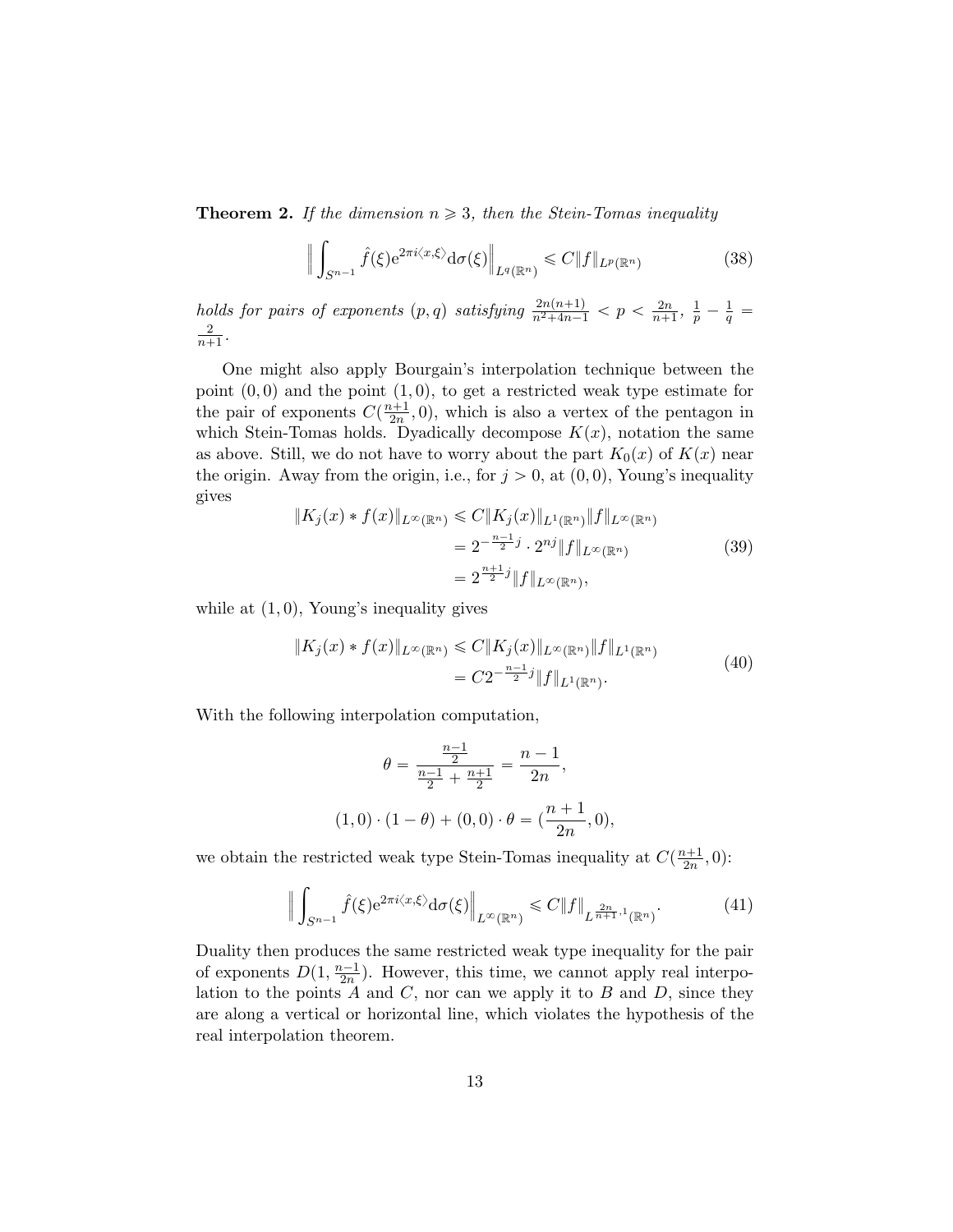**Theorem 2.** *If the dimension $n \geqslant 3$, then the Stein-Tomas inequality*

$$\Big\| \int_{S^{n-1}} \hat{f}(\xi) \mathrm{e}^{2\pi i \langle x, \xi \rangle} \mathrm{d}\sigma(\xi) \Big\|_{L^q(\mathbb{R}^n)} \leqslant C \|f\|_{L^p(\mathbb{R}^n)} \tag{38}$$

*holds for pairs of exponents $(p, q)$ satisfying $\frac{2n(n+1)}{n^2+4n-1} < p < \frac{2n}{n+1}$, $\frac{1}{p} - \frac{1}{q} = \frac{2}{n+1}$.*

One might also apply Bourgain's interpolation technique between the point $(0,0)$ and the point $(1,0)$, to get a restricted weak type estimate for the pair of exponents $C(\frac{n+1}{2n}, 0)$, which is also a vertex of the pentagon in which Stein-Tomas holds. Dyadically decompose $K(x)$, notation the same as above. Still, we do not have to worry about the part $K_0(x)$ of $K(x)$ near the origin. Away from the origin, i.e., for $j > 0$, at $(0,0)$, Young's inequality gives

$$\begin{aligned} \|K_j(x) * f(x)\|_{L^\infty(\mathbb{R}^n)} &\leqslant C \|K_j(x)\|_{L^1(\mathbb{R}^n)} \|f\|_{L^\infty(\mathbb{R}^n)} \\ &= 2^{-\frac{n-1}{2}j} \cdot 2^{nj} \|f\|_{L^\infty(\mathbb{R}^n)} \\ &= 2^{\frac{n+1}{2}j} \|f\|_{L^\infty(\mathbb{R}^n)}, \end{aligned} \tag{39}$$

while at $(1,0)$, Young's inequality gives

$$\begin{aligned} \|K_j(x) * f(x)\|_{L^\infty(\mathbb{R}^n)} &\leqslant C \|K_j(x)\|_{L^\infty(\mathbb{R}^n)} \|f\|_{L^1(\mathbb{R}^n)} \\ &= C 2^{-\frac{n-1}{2}j} \|f\|_{L^1(\mathbb{R}^n)}. \end{aligned} \tag{40}$$

With the following interpolation computation,

$$\theta = \frac{\frac{n-1}{2}}{\frac{n-1}{2} + \frac{n+1}{2}} = \frac{n-1}{2n},$$

$$(1,0) \cdot (1 - \theta) + (0,0) \cdot \theta = (\frac{n+1}{2n}, 0),$$

we obtain the restricted weak type Stein-Tomas inequality at $C(\frac{n+1}{2n}, 0)$:

$$\Big\| \int_{S^{n-1}} \hat{f}(\xi) \mathrm{e}^{2\pi i \langle x, \xi \rangle} \mathrm{d}\sigma(\xi) \Big\|_{L^\infty(\mathbb{R}^n)} \leqslant C \|f\|_{L^{\frac{2n}{n+1}, 1}(\mathbb{R}^n)}. \tag{41}$$

Duality then produces the same restricted weak type inequality for the pair of exponents $D(1, \frac{n-1}{2n})$. However, this time, we cannot apply real interpolation to the points $A$ and $C$, nor can we apply it to $B$ and $D$, since they are along a vertical or horizontal line, which violates the hypothesis of the real interpolation theorem.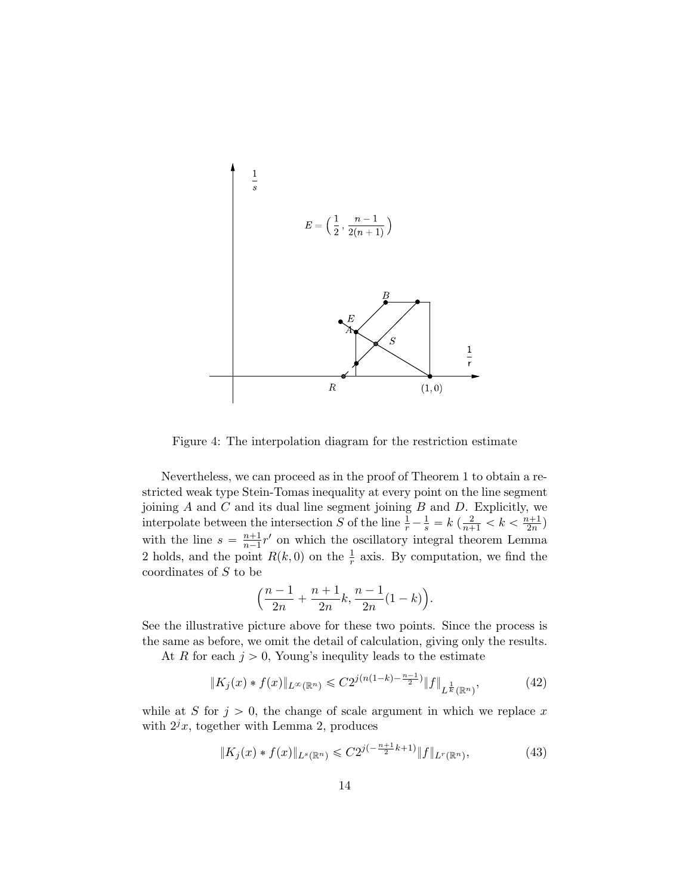Figure 4: The interpolation diagram for the restriction estimate

Nevertheless, we can proceed as in the proof of Theorem 1 to obtain a restricted weak type Stein-Tomas inequality at every point on the line segment joining $A$ and $C$ and its dual line segment joining $B$ and $D$. Explicitly, we interpolate between the intersection $S$ of the line $\frac{1}{r} - \frac{1}{s} = k$ ($\frac{2}{n+1} < k < \frac{n+1}{2n}$) with the line $s = \frac{n+1}{n-1}r'$ on which the oscillatory integral theorem Lemma 2 holds, and the point $R(k, 0)$ on the $\frac{1}{r}$ axis. By computation, we find the coordinates of $S$ to be

$$\Big(\frac{n-1}{2n} + \frac{n+1}{2n}k, \frac{n-1}{2n}(1-k)\Big).$$

See the illustrative picture above for these two points. Since the process is the same as before, we omit the detail of calculation, giving only the results.

At $R$ for each $j > 0$, Young's inequlity leads to the estimate

$$\|K_j(x) * f(x)\|_{L^\infty(\mathbb{R}^n)} \leqslant C2^{j(n(1-k) - \frac{n-1}{2})} \|f\|_{L^{\frac{1}{k}}(\mathbb{R}^n)}, \tag{42}$$

while at $S$ for $j > 0$, the change of scale argument in which we replace $x$ with $2^j x$, together with Lemma 2, produces

$$\|K_j(x) * f(x)\|_{L^s(\mathbb{R}^n)} \leqslant C2^{j(-\frac{n+1}{2}k+1)} \|f\|_{L^r(\mathbb{R}^n)}, \tag{43}$$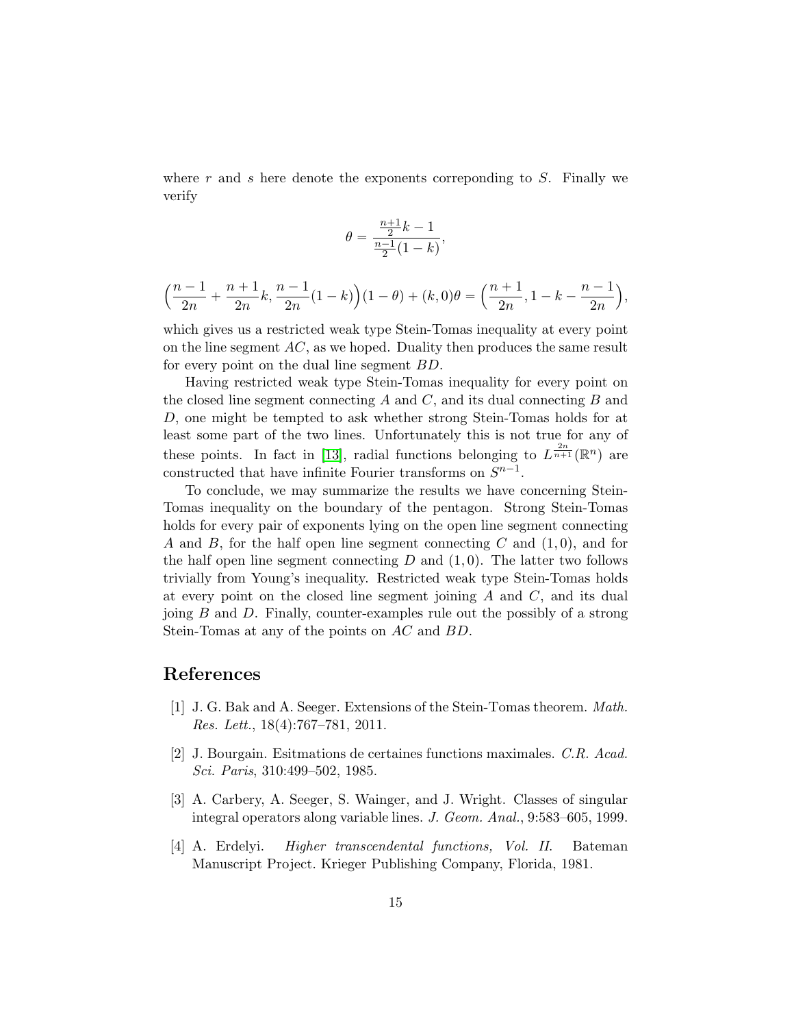where $r$ and $s$ here denote the exponents correponding to $S$. Finally we verify

$$\theta = \frac{\frac{n+1}{2}k - 1}{\frac{n-1}{2}(1-k)},$$

$$\Big(\frac{n-1}{2n} + \frac{n+1}{2n}k, \frac{n-1}{2n}(1-k)\Big)(1-\theta) + (k,0)\theta = \Big(\frac{n+1}{2n}, 1-k-\frac{n-1}{2n}\Big),$$

which gives us a restricted weak type Stein-Tomas inequality at every point on the line segment $AC$, as we hoped. Duality then produces the same result for every point on the dual line segment $BD$.

Having restricted weak type Stein-Tomas inequality for every point on the closed line segment connecting $A$ and $C$, and its dual connecting $B$ and $D$, one might be tempted to ask whether strong Stein-Tomas holds for at least some part of the two lines. Unfortunately this is not true for any of these points. In fact in [13], radial functions belonging to $L^{\frac{2n}{n+1}}(\mathbb{R}^n)$ are constructed that have infinite Fourier transforms on $S^{n-1}$.

To conclude, we may summarize the results we have concerning Stein-Tomas inequality on the boundary of the pentagon. Strong Stein-Tomas holds for every pair of exponents lying on the open line segment connecting $A$ and $B$, for the half open line segment connecting $C$ and $(1,0)$, and for the half open line segment connecting $D$ and $(1,0)$. The latter two follows trivially from Young's inequality. Restricted weak type Stein-Tomas holds at every point on the closed line segment joining $A$ and $C$, and its dual joing $B$ and $D$. Finally, counter-examples rule out the possibly of a strong Stein-Tomas at any of the points on $AC$ and $BD$.

# References

[1] J. G. Bak and A. Seeger. Extensions of the Stein-Tomas theorem. *Math. Res. Lett.*, 18(4):767–781, 2011.

[2] J. Bourgain. Esitmations de certaines functions maximales. *C.R. Acad. Sci. Paris*, 310:499–502, 1985.

[3] A. Carbery, A. Seeger, S. Wainger, and J. Wright. Classes of singular integral operators along variable lines. *J. Geom. Anal.*, 9:583–605, 1999.

[4] A. Erdelyi. *Higher transcendental functions, Vol. II.* Bateman Manuscript Project. Krieger Publishing Company, Florida, 1981.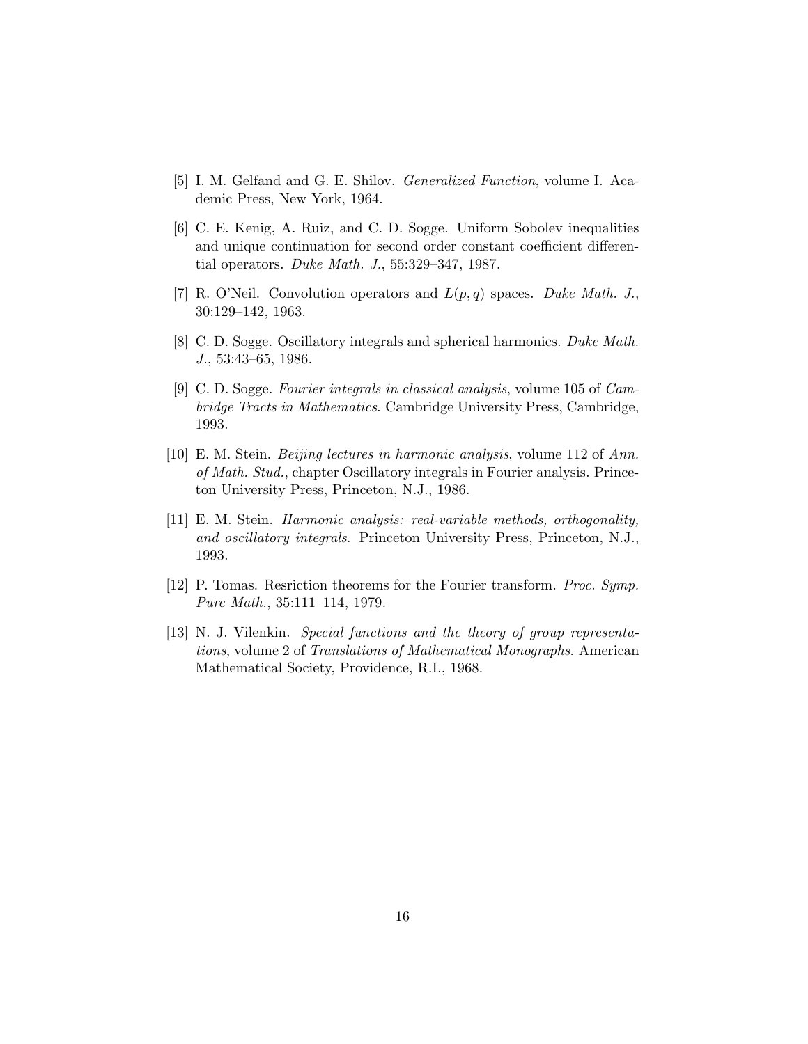[5] I. M. Gelfand and G. E. Shilov. *Generalized Function*, volume I. Academic Press, New York, 1964.

[6] C. E. Kenig, A. Ruiz, and C. D. Sogge. Uniform Sobolev inequalities and unique continuation for second order constant coefficient differential operators. *Duke Math. J.*, 55:329–347, 1987.

[7] R. O'Neil. Convolution operators and $L(p, q)$ spaces. *Duke Math. J.*, 30:129–142, 1963.

[8] C. D. Sogge. Oscillatory integrals and spherical harmonics. *Duke Math. J.*, 53:43–65, 1986.

[9] C. D. Sogge. *Fourier integrals in classical analysis*, volume 105 of *Cambridge Tracts in Mathematics*. Cambridge University Press, Cambridge, 1993.

[10] E. M. Stein. *Beijing lectures in harmonic analysis*, volume 112 of *Ann. of Math. Stud.*, chapter Oscillatory integrals in Fourier analysis. Princeton University Press, Princeton, N.J., 1986.

[11] E. M. Stein. *Harmonic analysis: real-variable methods, orthogonality, and oscillatory integrals.* Princeton University Press, Princeton, N.J., 1993.

[12] P. Tomas. Resriction theorems for the Fourier transform. *Proc. Symp. Pure Math.*, 35:111–114, 1979.

[13] N. J. Vilenkin. *Special functions and the theory of group representations*, volume 2 of *Translations of Mathematical Monographs*. American Mathematical Society, Providence, R.I., 1968.